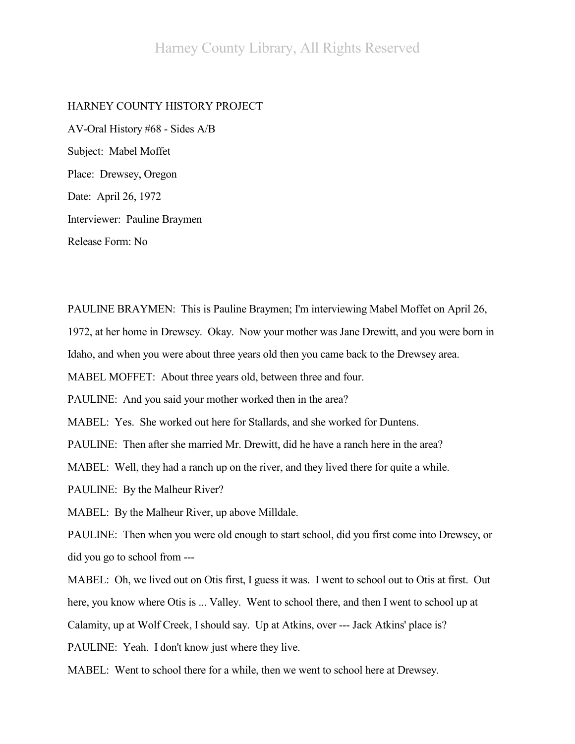HARNEY COUNTY HISTORY PROJECT

AV-Oral History #68 - Sides A/B

Subject: Mabel Moffet

Place: Drewsey, Oregon

Date: April 26, 1972

Interviewer: Pauline Braymen

Release Form: No

PAULINE BRAYMEN: This is Pauline Braymen; I'm interviewing Mabel Moffet on April 26, 1972, at her home in Drewsey. Okay. Now your mother was Jane Drewitt, and you were born in Idaho, and when you were about three years old then you came back to the Drewsey area.

MABEL MOFFET: About three years old, between three and four.

PAULINE: And you said your mother worked then in the area?

MABEL: Yes. She worked out here for Stallards, and she worked for Duntens.

PAULINE: Then after she married Mr. Drewitt, did he have a ranch here in the area?

MABEL: Well, they had a ranch up on the river, and they lived there for quite a while.

PAULINE: By the Malheur River?

MABEL: By the Malheur River, up above Milldale.

PAULINE: Then when you were old enough to start school, did you first come into Drewsey, or did you go to school from ---

MABEL: Oh, we lived out on Otis first, I guess it was. I went to school out to Otis at first. Out here, you know where Otis is ... Valley. Went to school there, and then I went to school up at Calamity, up at Wolf Creek, I should say. Up at Atkins, over --- Jack Atkins' place is?

PAULINE: Yeah. I don't know just where they live.

MABEL: Went to school there for a while, then we went to school here at Drewsey.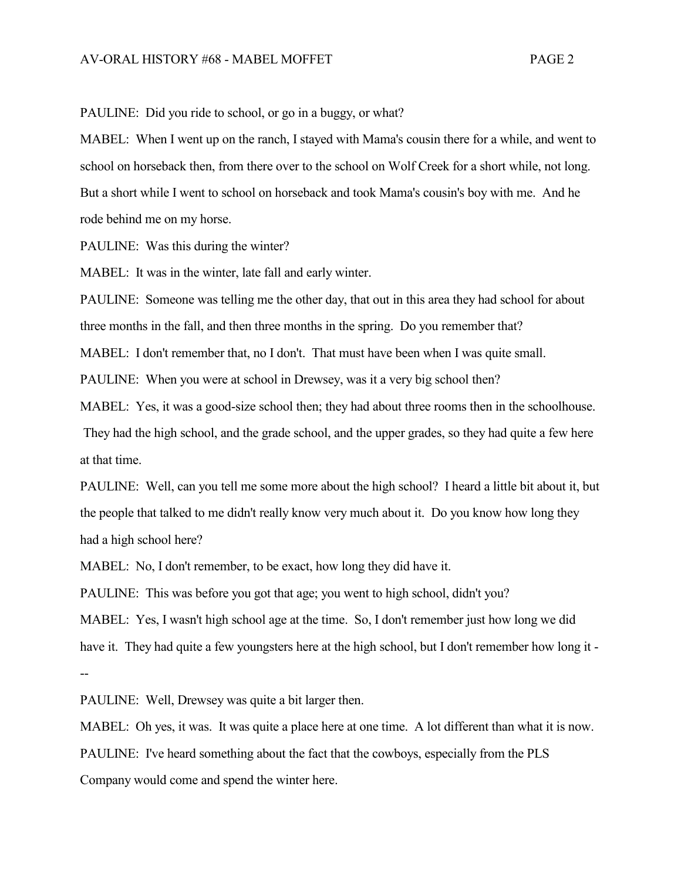PAULINE: Did you ride to school, or go in a buggy, or what?

MABEL: When I went up on the ranch, I stayed with Mama's cousin there for a while, and went to school on horseback then, from there over to the school on Wolf Creek for a short while, not long. But a short while I went to school on horseback and took Mama's cousin's boy with me. And he rode behind me on my horse.

PAULINE: Was this during the winter?

MABEL: It was in the winter, late fall and early winter.

PAULINE: Someone was telling me the other day, that out in this area they had school for about three months in the fall, and then three months in the spring. Do you remember that?

MABEL: I don't remember that, no I don't. That must have been when I was quite small.

PAULINE: When you were at school in Drewsey, was it a very big school then?

MABEL: Yes, it was a good-size school then; they had about three rooms then in the schoolhouse. They had the high school, and the grade school, and the upper grades, so they had quite a few here at that time.

PAULINE: Well, can you tell me some more about the high school? I heard a little bit about it, but the people that talked to me didn't really know very much about it. Do you know how long they had a high school here?

MABEL: No, I don't remember, to be exact, how long they did have it.

PAULINE: This was before you got that age; you went to high school, didn't you?

MABEL: Yes, I wasn't high school age at the time. So, I don't remember just how long we did have it. They had quite a few youngsters here at the high school, but I don't remember how long it ---

PAULINE: Well, Drewsey was quite a bit larger then.

MABEL: Oh yes, it was. It was quite a place here at one time. A lot different than what it is now.

PAULINE: I've heard something about the fact that the cowboys, especially from the PLS Company would come and spend the winter here.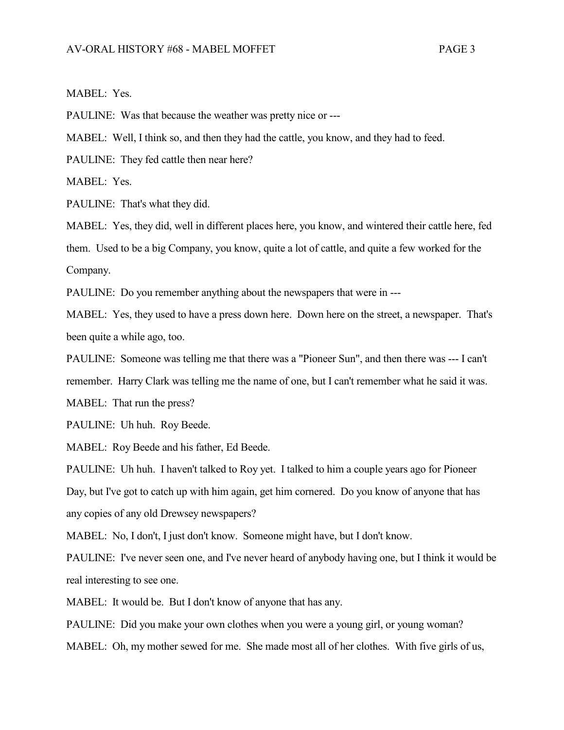MABEL: Yes.

PAULINE: Was that because the weather was pretty nice or ---

MABEL: Well, I think so, and then they had the cattle, you know, and they had to feed.

PAULINE: They fed cattle then near here?

MABEL: Yes.

PAULINE: That's what they did.

MABEL: Yes, they did, well in different places here, you know, and wintered their cattle here, fed them. Used to be a big Company, you know, quite a lot of cattle, and quite a few worked for the Company.

PAULINE: Do you remember anything about the newspapers that were in ---

MABEL: Yes, they used to have a press down here. Down here on the street, a newspaper. That's been quite a while ago, too.

PAULINE: Someone was telling me that there was a "Pioneer Sun", and then there was --- I can't remember. Harry Clark was telling me the name of one, but I can't remember what he said it was.

MABEL: That run the press?

PAULINE: Uh huh. Roy Beede.

MABEL: Roy Beede and his father, Ed Beede.

PAULINE: Uh huh. I haven't talked to Roy yet. I talked to him a couple years ago for Pioneer Day, but I've got to catch up with him again, get him cornered. Do you know of anyone that has any copies of any old Drewsey newspapers?

MABEL: No, I don't, I just don't know. Someone might have, but I don't know.

PAULINE: I've never seen one, and I've never heard of anybody having one, but I think it would be real interesting to see one.

MABEL: It would be. But I don't know of anyone that has any.

PAULINE: Did you make your own clothes when you were a young girl, or young woman?

MABEL: Oh, my mother sewed for me. She made most all of her clothes. With five girls of us,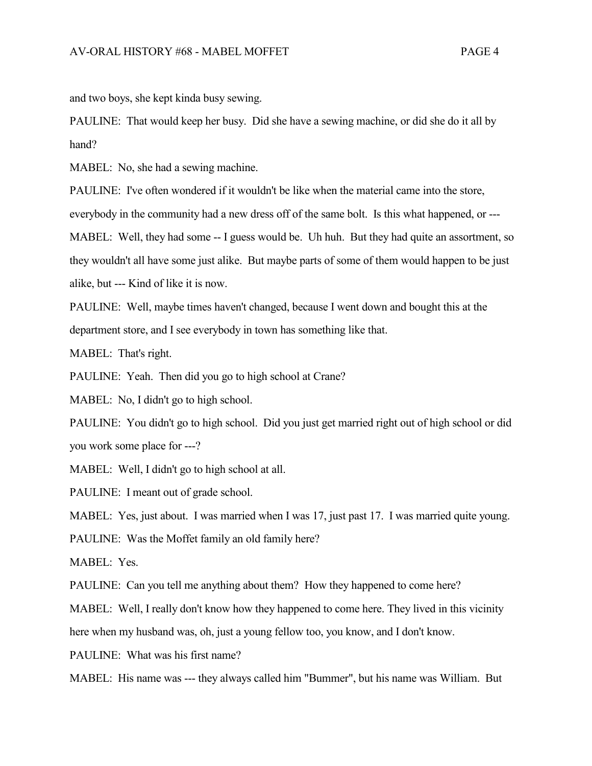and two boys, she kept kinda busy sewing.

PAULINE: That would keep her busy. Did she have a sewing machine, or did she do it all by hand?

MABEL: No, she had a sewing machine.

PAULINE: I've often wondered if it wouldn't be like when the material came into the store, everybody in the community had a new dress off of the same bolt. Is this what happened, or ---

MABEL: Well, they had some -- I guess would be. Uh huh. But they had quite an assortment, so they wouldn't all have some just alike. But maybe parts of some of them would happen to be just alike, but --- Kind of like it is now.

PAULINE: Well, maybe times haven't changed, because I went down and bought this at the department store, and I see everybody in town has something like that.

MABEL: That's right.

PAULINE: Yeah. Then did you go to high school at Crane?

MABEL: No, I didn't go to high school.

PAULINE: You didn't go to high school. Did you just get married right out of high school or did you work some place for ---?

MABEL: Well, I didn't go to high school at all.

PAULINE: I meant out of grade school.

MABEL: Yes, just about. I was married when I was 17, just past 17. I was married quite young.

PAULINE: Was the Moffet family an old family here?

MABEL: Yes.

PAULINE: Can you tell me anything about them? How they happened to come here?

MABEL: Well, I really don't know how they happened to come here. They lived in this vicinity here when my husband was, oh, just a young fellow too, you know, and I don't know.

PAULINE: What was his first name?

MABEL: His name was --- they always called him "Bummer", but his name was William. But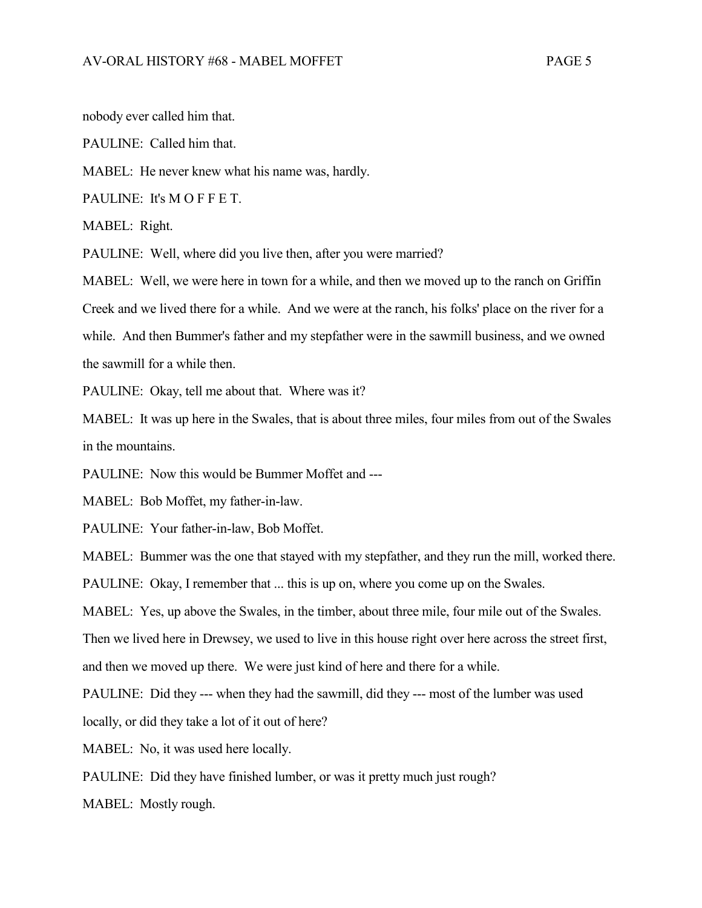nobody ever called him that.

PAULINE: Called him that.

MABEL: He never knew what his name was, hardly.

PAULINE: It's M O F F E T.

MABEL: Right.

PAULINE: Well, where did you live then, after you were married?

MABEL: Well, we were here in town for a while, and then we moved up to the ranch on Griffin Creek and we lived there for a while. And we were at the ranch, his folks' place on the river for a while. And then Bummer's father and my stepfather were in the sawmill business, and we owned the sawmill for a while then.

PAULINE: Okay, tell me about that. Where was it?

MABEL: It was up here in the Swales, that is about three miles, four miles from out of the Swales in the mountains.

PAULINE: Now this would be Bummer Moffet and ---

MABEL: Bob Moffet, my father-in-law.

PAULINE: Your father-in-law, Bob Moffet.

MABEL: Bummer was the one that stayed with my stepfather, and they run the mill, worked there.

PAULINE: Okay, I remember that ... this is up on, where you come up on the Swales.

MABEL: Yes, up above the Swales, in the timber, about three mile, four mile out of the Swales. Then we lived here in Drewsey, we used to live in this house right over here across the street first, and then we moved up there. We were just kind of here and there for a while.

PAULINE: Did they --- when they had the sawmill, did they --- most of the lumber was used locally, or did they take a lot of it out of here?

MABEL: No, it was used here locally.

PAULINE: Did they have finished lumber, or was it pretty much just rough?

MABEL: Mostly rough.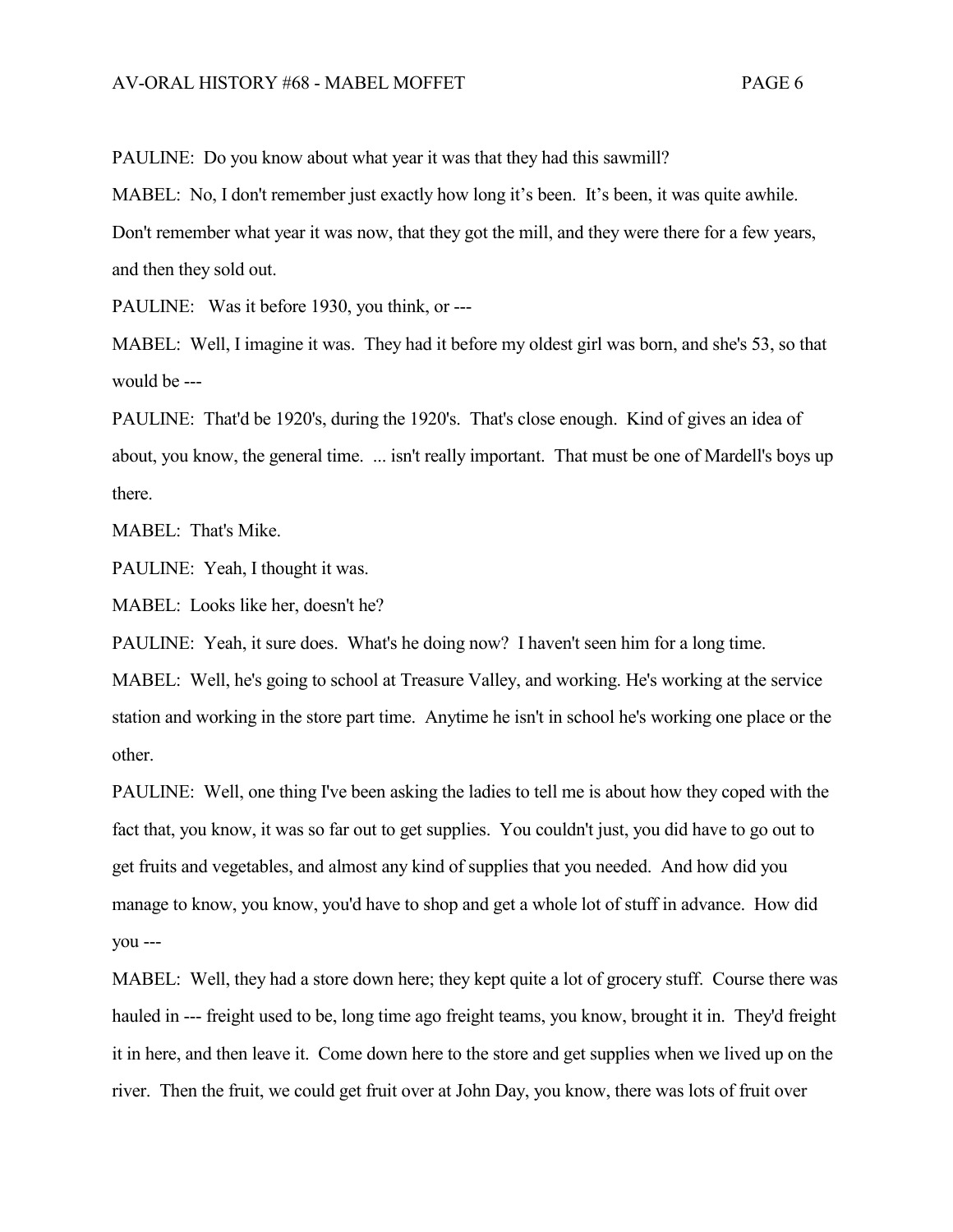PAULINE: Do you know about what year it was that they had this sawmill?

MABEL: No, I don't remember just exactly how long it's been. It's been, it was quite awhile. Don't remember what year it was now, that they got the mill, and they were there for a few years, and then they sold out.

PAULINE: Was it before 1930, you think, or ---

MABEL: Well, I imagine it was. They had it before my oldest girl was born, and she's 53, so that would be ---

PAULINE: That'd be 1920's, during the 1920's. That's close enough. Kind of gives an idea of about, you know, the general time. ... isn't really important. That must be one of Mardell's boys up there.

MABEL: That's Mike.

PAULINE: Yeah, I thought it was.

MABEL: Looks like her, doesn't he?

PAULINE: Yeah, it sure does. What's he doing now? I haven't seen him for a long time.

MABEL: Well, he's going to school at Treasure Valley, and working. He's working at the service station and working in the store part time. Anytime he isn't in school he's working one place or the other.

PAULINE: Well, one thing I've been asking the ladies to tell me is about how they coped with the fact that, you know, it was so far out to get supplies. You couldn't just, you did have to go out to get fruits and vegetables, and almost any kind of supplies that you needed. And how did you manage to know, you know, you'd have to shop and get a whole lot of stuff in advance. How did you ---

MABEL: Well, they had a store down here; they kept quite a lot of grocery stuff. Course there was hauled in --- freight used to be, long time ago freight teams, you know, brought it in. They'd freight it in here, and then leave it. Come down here to the store and get supplies when we lived up on the river. Then the fruit, we could get fruit over at John Day, you know, there was lots of fruit over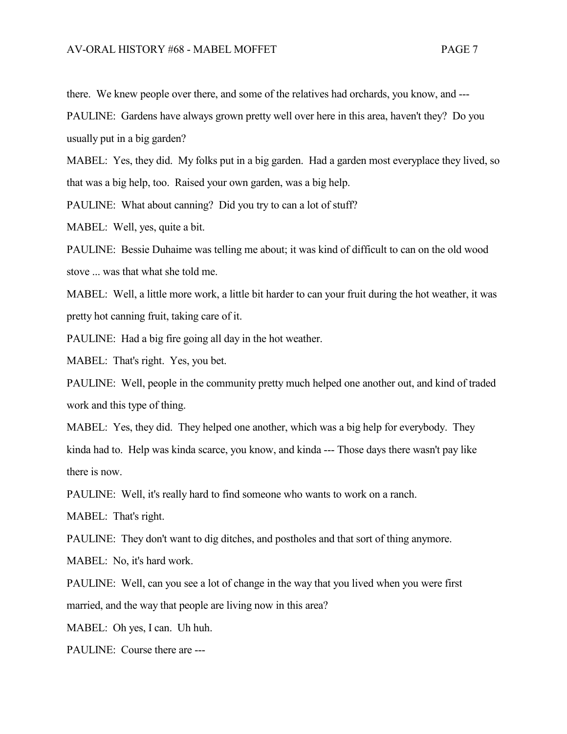there. We knew people over there, and some of the relatives had orchards, you know, and ---

PAULINE: Gardens have always grown pretty well over here in this area, haven't they? Do you usually put in a big garden?

MABEL: Yes, they did. My folks put in a big garden. Had a garden most everyplace they lived, so that was a big help, too. Raised your own garden, was a big help.

PAULINE: What about canning? Did you try to can a lot of stuff?

MABEL: Well, yes, quite a bit.

PAULINE: Bessie Duhaime was telling me about; it was kind of difficult to can on the old wood stove ... was that what she told me.

MABEL: Well, a little more work, a little bit harder to can your fruit during the hot weather, it was pretty hot canning fruit, taking care of it.

PAULINE: Had a big fire going all day in the hot weather.

MABEL: That's right. Yes, you bet.

PAULINE: Well, people in the community pretty much helped one another out, and kind of traded work and this type of thing.

MABEL: Yes, they did. They helped one another, which was a big help for everybody. They kinda had to. Help was kinda scarce, you know, and kinda --- Those days there wasn't pay like there is now.

PAULINE: Well, it's really hard to find someone who wants to work on a ranch.

MABEL: That's right.

PAULINE: They don't want to dig ditches, and postholes and that sort of thing anymore.

MABEL: No, it's hard work.

PAULINE: Well, can you see a lot of change in the way that you lived when you were first married, and the way that people are living now in this area?

MABEL: Oh yes, I can. Uh huh.

PAULINE: Course there are ---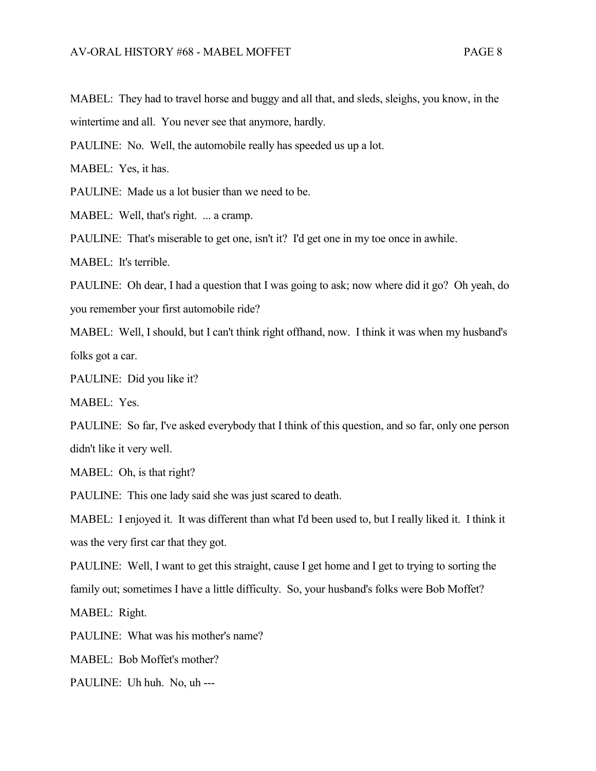MABEL: They had to travel horse and buggy and all that, and sleds, sleighs, you know, in the wintertime and all. You never see that anymore, hardly.

PAULINE: No. Well, the automobile really has speeded us up a lot.

MABEL: Yes, it has.

PAULINE: Made us a lot busier than we need to be.

MABEL: Well, that's right. ... a cramp.

PAULINE: That's miserable to get one, isn't it? I'd get one in my toe once in awhile.

MABEL: It's terrible.

PAULINE: Oh dear, I had a question that I was going to ask; now where did it go? Oh yeah, do you remember your first automobile ride?

MABEL: Well, I should, but I can't think right offhand, now. I think it was when my husband's folks got a car.

PAULINE: Did you like it?

MABEL: Yes.

PAULINE: So far, I've asked everybody that I think of this question, and so far, only one person didn't like it very well.

MABEL: Oh, is that right?

PAULINE: This one lady said she was just scared to death.

MABEL: I enjoyed it. It was different than what I'd been used to, but I really liked it. I think it was the very first car that they got.

PAULINE: Well, I want to get this straight, cause I get home and I get to trying to sorting the family out; sometimes I have a little difficulty. So, your husband's folks were Bob Moffet?

MABEL: Right.

PAULINE: What was his mother's name?

MABEL: Bob Moffet's mother?

PAULINE: Uh huh. No, uh ---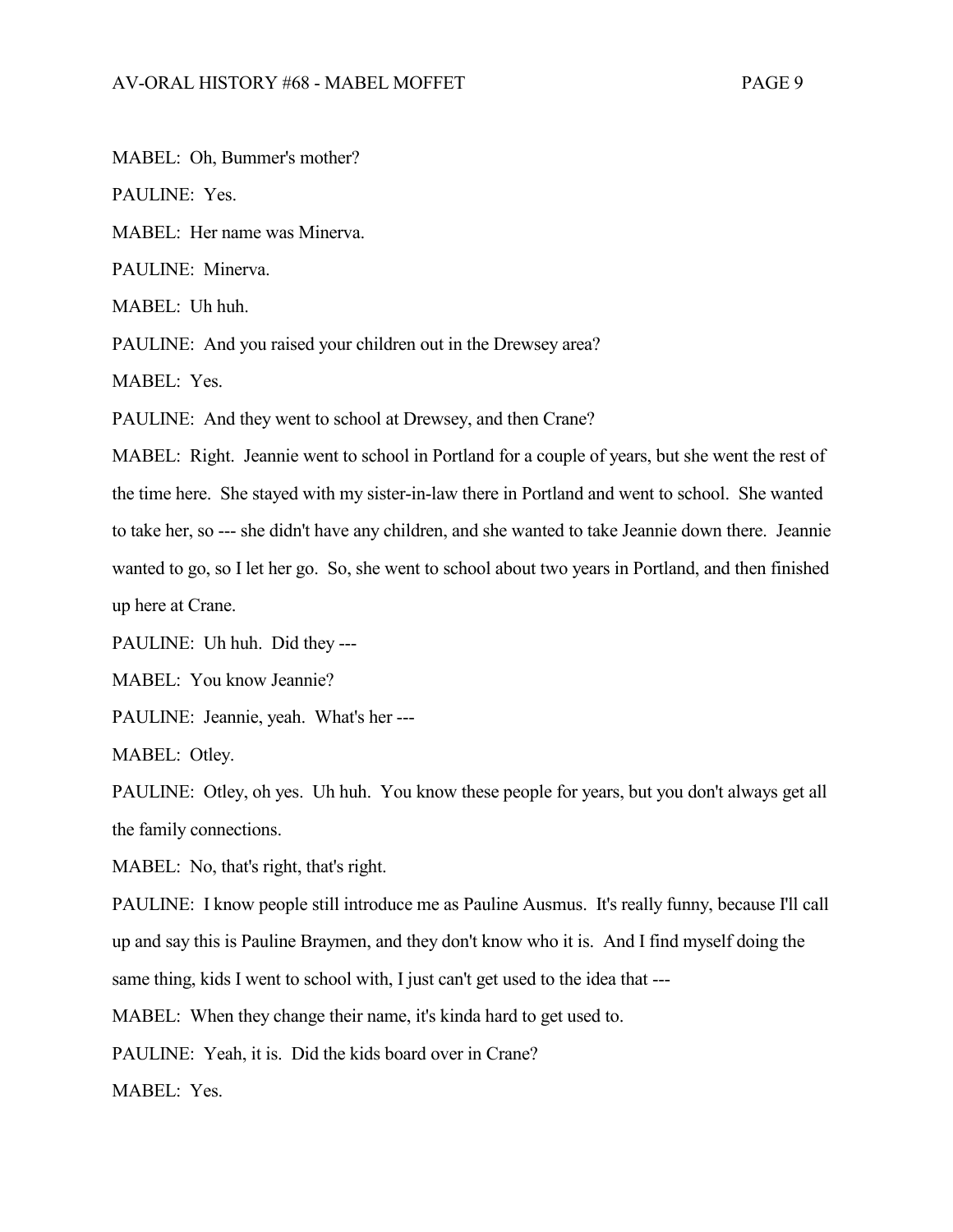MABEL: Oh, Bummer's mother?

PAULINE: Yes.

MABEL: Her name was Minerva.

PAULINE: Minerva.

MABEL: Uh huh.

PAULINE: And you raised your children out in the Drewsey area?

MABEL: Yes.

PAULINE: And they went to school at Drewsey, and then Crane?

MABEL: Right. Jeannie went to school in Portland for a couple of years, but she went the rest of the time here. She stayed with my sister-in-law there in Portland and went to school. She wanted to take her, so --- she didn't have any children, and she wanted to take Jeannie down there. Jeannie wanted to go, so I let her go. So, she went to school about two years in Portland, and then finished up here at Crane.

PAULINE: Uh huh. Did they ---

MABEL: You know Jeannie?

PAULINE: Jeannie, yeah. What's her ---

MABEL: Otley.

PAULINE: Otley, oh yes. Uh huh. You know these people for years, but you don't always get all the family connections.

MABEL: No, that's right, that's right.

PAULINE: I know people still introduce me as Pauline Ausmus. It's really funny, because I'll call up and say this is Pauline Braymen, and they don't know who it is. And I find myself doing the same thing, kids I went to school with, I just can't get used to the idea that ---

MABEL: When they change their name, it's kinda hard to get used to.

PAULINE: Yeah, it is. Did the kids board over in Crane?

MABEL: Yes.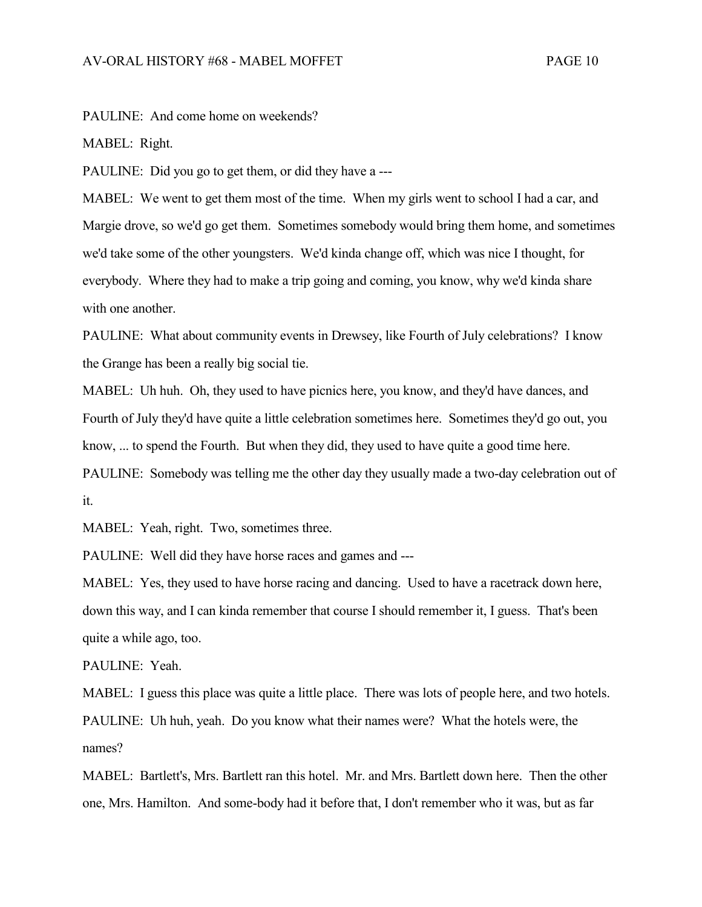PAULINE: And come home on weekends?

MABEL: Right.

PAULINE: Did you go to get them, or did they have a ---

MABEL: We went to get them most of the time. When my girls went to school I had a car, and Margie drove, so we'd go get them. Sometimes somebody would bring them home, and sometimes we'd take some of the other youngsters. We'd kinda change off, which was nice I thought, for everybody. Where they had to make a trip going and coming, you know, why we'd kinda share with one another.

PAULINE: What about community events in Drewsey, like Fourth of July celebrations? I know the Grange has been a really big social tie.

MABEL: Uh huh. Oh, they used to have picnics here, you know, and they'd have dances, and Fourth of July they'd have quite a little celebration sometimes here. Sometimes they'd go out, you know, ... to spend the Fourth. But when they did, they used to have quite a good time here.

PAULINE: Somebody was telling me the other day they usually made a two-day celebration out of it.

MABEL: Yeah, right. Two, sometimes three.

PAULINE: Well did they have horse races and games and ---

MABEL: Yes, they used to have horse racing and dancing. Used to have a racetrack down here, down this way, and I can kinda remember that course I should remember it, I guess. That's been quite a while ago, too.

PAULINE: Yeah.

MABEL: I guess this place was quite a little place. There was lots of people here, and two hotels.

PAULINE: Uh huh, yeah. Do you know what their names were? What the hotels were, the names?

MABEL: Bartlett's, Mrs. Bartlett ran this hotel. Mr. and Mrs. Bartlett down here. Then the other one, Mrs. Hamilton. And some-body had it before that, I don't remember who it was, but as far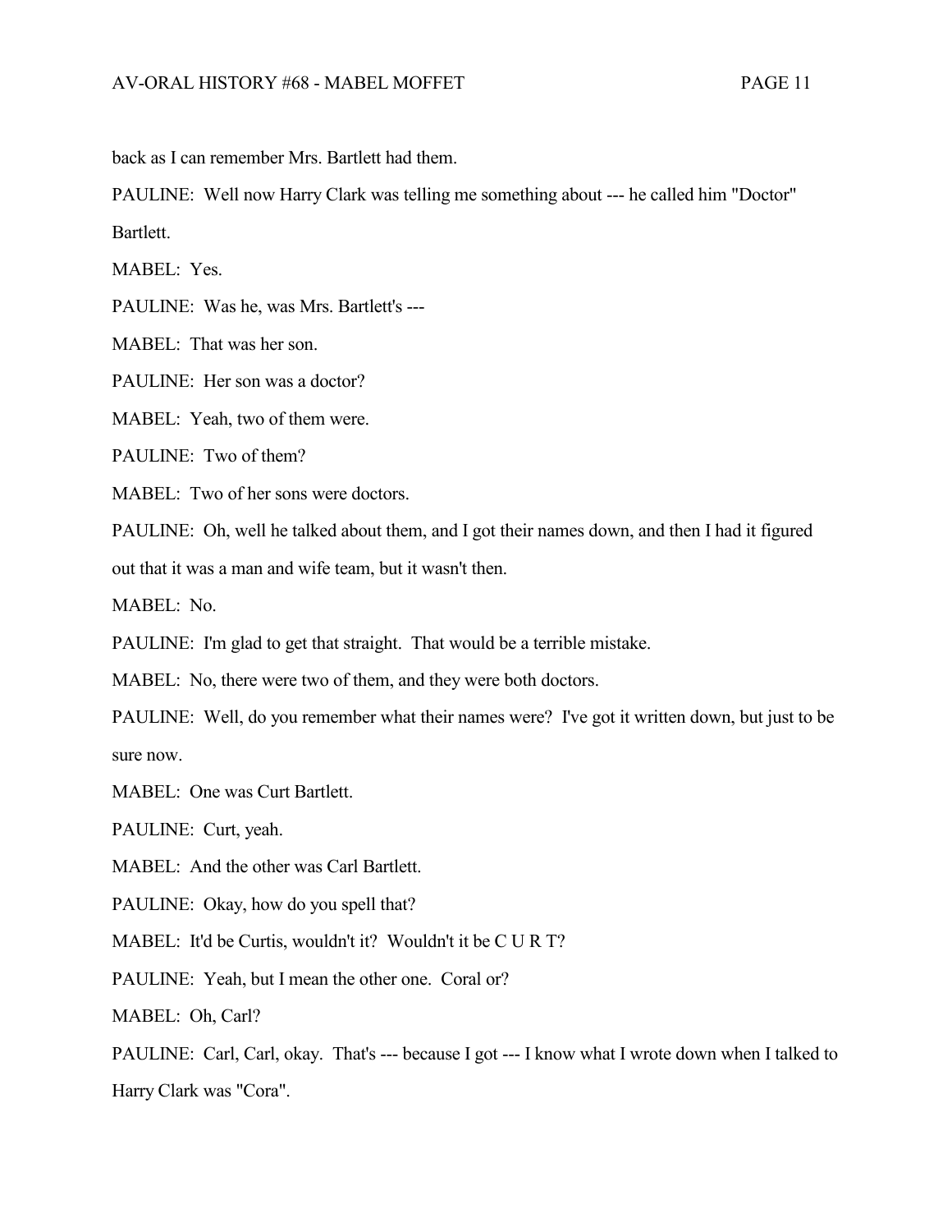back as I can remember Mrs. Bartlett had them.

PAULINE: Well now Harry Clark was telling me something about --- he called him "Doctor" Bartlett.

MABEL: Yes.

PAULINE: Was he, was Mrs. Bartlett's ---

MABEL: That was her son.

PAULINE: Her son was a doctor?

MABEL: Yeah, two of them were.

PAULINE: Two of them?

MABEL: Two of her sons were doctors.

PAULINE: Oh, well he talked about them, and I got their names down, and then I had it figured out that it was a man and wife team, but it wasn't then.

MABEL: No.

PAULINE: I'm glad to get that straight. That would be a terrible mistake.

MABEL: No, there were two of them, and they were both doctors.

PAULINE: Well, do you remember what their names were? I've got it written down, but just to be sure now.

MABEL: One was Curt Bartlett.

PAULINE: Curt, yeah.

MABEL: And the other was Carl Bartlett.

PAULINE: Okay, how do you spell that?

MABEL: It'd be Curtis, wouldn't it? Wouldn't it be C U R T?

PAULINE: Yeah, but I mean the other one. Coral or?

MABEL: Oh, Carl?

PAULINE: Carl, Carl, okay. That's --- because I got --- I know what I wrote down when I talked to Harry Clark was "Cora".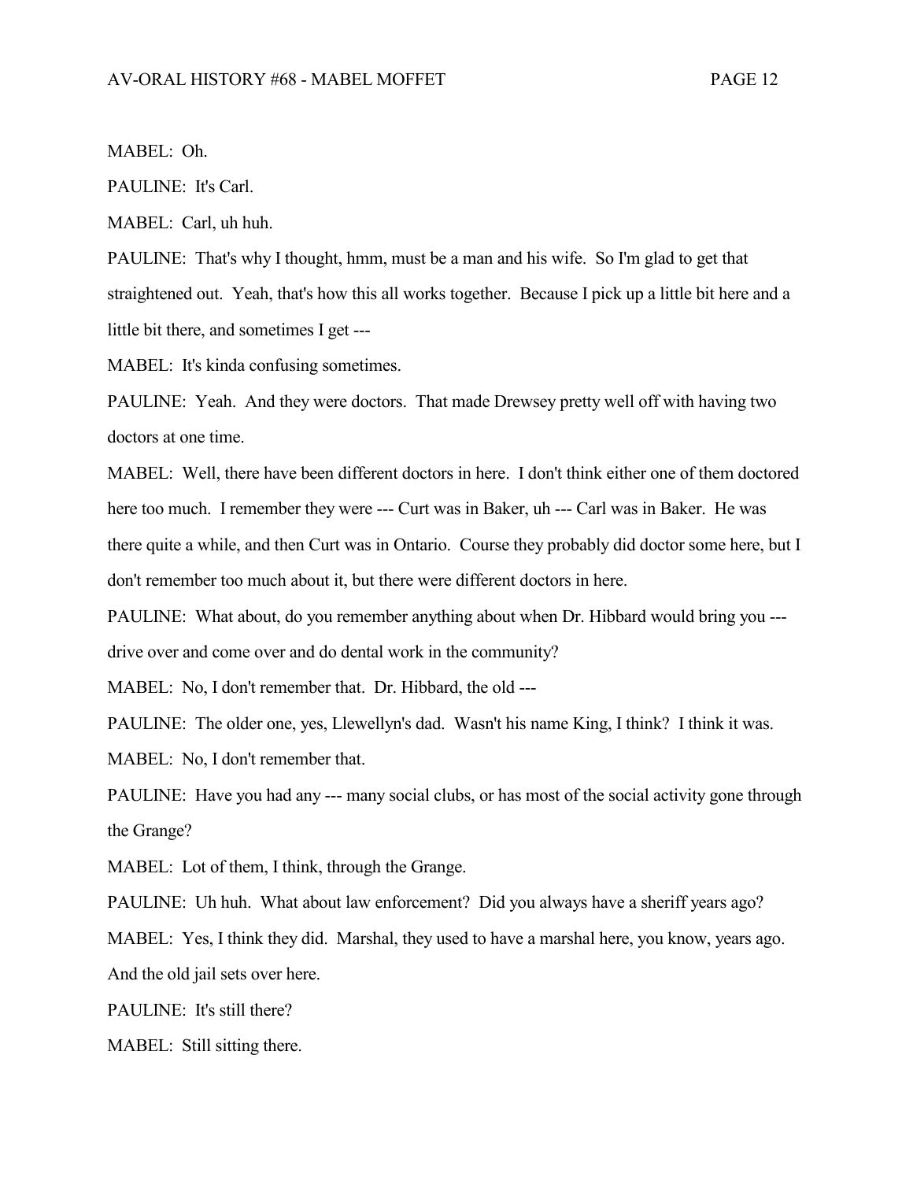MABEL: Oh.

PAULINE: It's Carl.

MABEL: Carl, uh huh.

PAULINE: That's why I thought, hmm, must be a man and his wife. So I'm glad to get that straightened out. Yeah, that's how this all works together. Because I pick up a little bit here and a little bit there, and sometimes I get ---

MABEL: It's kinda confusing sometimes.

PAULINE: Yeah. And they were doctors. That made Drewsey pretty well off with having two doctors at one time.

MABEL: Well, there have been different doctors in here. I don't think either one of them doctored here too much. I remember they were --- Curt was in Baker, uh --- Carl was in Baker. He was there quite a while, and then Curt was in Ontario. Course they probably did doctor some here, but I don't remember too much about it, but there were different doctors in here.

PAULINE: What about, do you remember anything about when Dr. Hibbard would bring you --- drive over and come over and do dental work in the community?

MABEL: No, I don't remember that. Dr. Hibbard, the old ---

PAULINE: The older one, yes, Llewellyn's dad. Wasn't his name King, I think? I think it was.

MABEL: No, I don't remember that.

PAULINE: Have you had any --- many social clubs, or has most of the social activity gone through the Grange?

MABEL: Lot of them, I think, through the Grange.

PAULINE: Uh huh. What about law enforcement? Did you always have a sheriff years ago?

MABEL: Yes, I think they did. Marshal, they used to have a marshal here, you know, years ago. And the old jail sets over here.

PAULINE: It's still there?

MABEL: Still sitting there.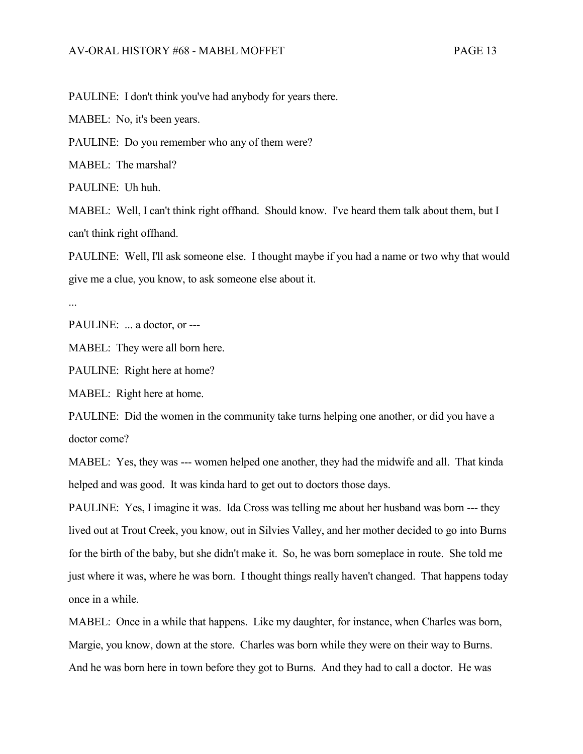PAULINE: I don't think you've had anybody for years there.

MABEL: No, it's been years.

PAULINE: Do you remember who any of them were?

MABEL: The marshal?

PAULINE: Uh huh.

MABEL: Well, I can't think right offhand. Should know. I've heard them talk about them, but I can't think right offhand.

PAULINE: Well, I'll ask someone else. I thought maybe if you had a name or two why that would give me a clue, you know, to ask someone else about it.

...

PAULINE: ... a doctor, or ---

MABEL: They were all born here.

PAULINE: Right here at home?

MABEL: Right here at home.

PAULINE: Did the women in the community take turns helping one another, or did you have a doctor come?

MABEL: Yes, they was --- women helped one another, they had the midwife and all. That kinda helped and was good. It was kinda hard to get out to doctors those days.

PAULINE: Yes, I imagine it was. Ida Cross was telling me about her husband was born --- they lived out at Trout Creek, you know, out in Silvies Valley, and her mother decided to go into Burns for the birth of the baby, but she didn't make it. So, he was born someplace in route. She told me just where it was, where he was born. I thought things really haven't changed. That happens today once in a while.

MABEL: Once in a while that happens. Like my daughter, for instance, when Charles was born, Margie, you know, down at the store. Charles was born while they were on their way to Burns. And he was born here in town before they got to Burns. And they had to call a doctor. He was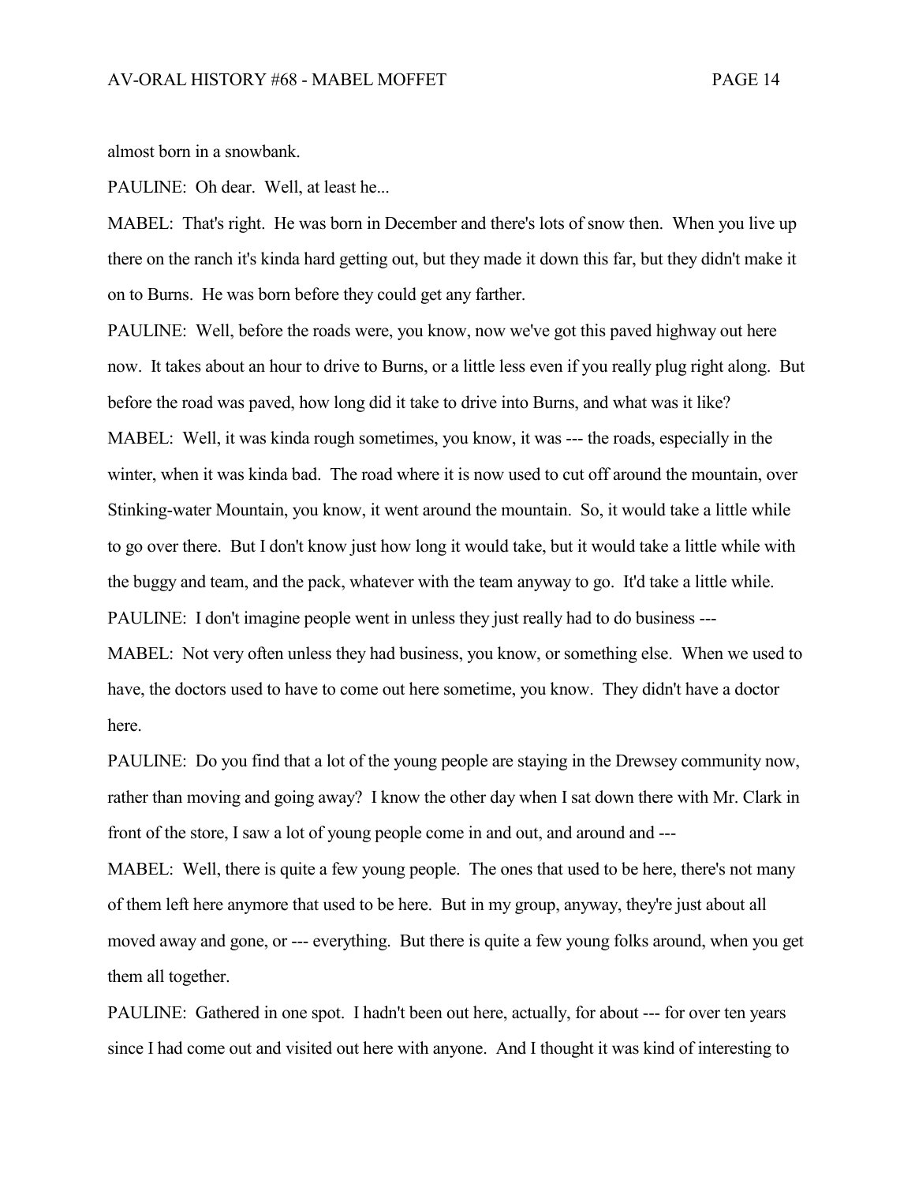almost born in a snowbank.

PAULINE: Oh dear. Well, at least he...

MABEL: That's right. He was born in December and there's lots of snow then. When you live up there on the ranch it's kinda hard getting out, but they made it down this far, but they didn't make it on to Burns. He was born before they could get any farther.

PAULINE: Well, before the roads were, you know, now we've got this paved highway out here now. It takes about an hour to drive to Burns, or a little less even if you really plug right along. But before the road was paved, how long did it take to drive into Burns, and what was it like?

MABEL: Well, it was kinda rough sometimes, you know, it was --- the roads, especially in the winter, when it was kinda bad. The road where it is now used to cut off around the mountain, over Stinking-water Mountain, you know, it went around the mountain. So, it would take a little while to go over there. But I don't know just how long it would take, but it would take a little while with the buggy and team, and the pack, whatever with the team anyway to go. It'd take a little while.

PAULINE: I don't imagine people went in unless they just really had to do business ---

MABEL: Not very often unless they had business, you know, or something else. When we used to have, the doctors used to have to come out here sometime, you know. They didn't have a doctor here.

PAULINE: Do you find that a lot of the young people are staying in the Drewsey community now, rather than moving and going away? I know the other day when I sat down there with Mr. Clark in front of the store, I saw a lot of young people come in and out, and around and ---

MABEL: Well, there is quite a few young people. The ones that used to be here, there's not many of them left here anymore that used to be here. But in my group, anyway, they're just about all moved away and gone, or --- everything. But there is quite a few young folks around, when you get them all together.

PAULINE: Gathered in one spot. I hadn't been out here, actually, for about --- for over ten years since I had come out and visited out here with anyone. And I thought it was kind of interesting to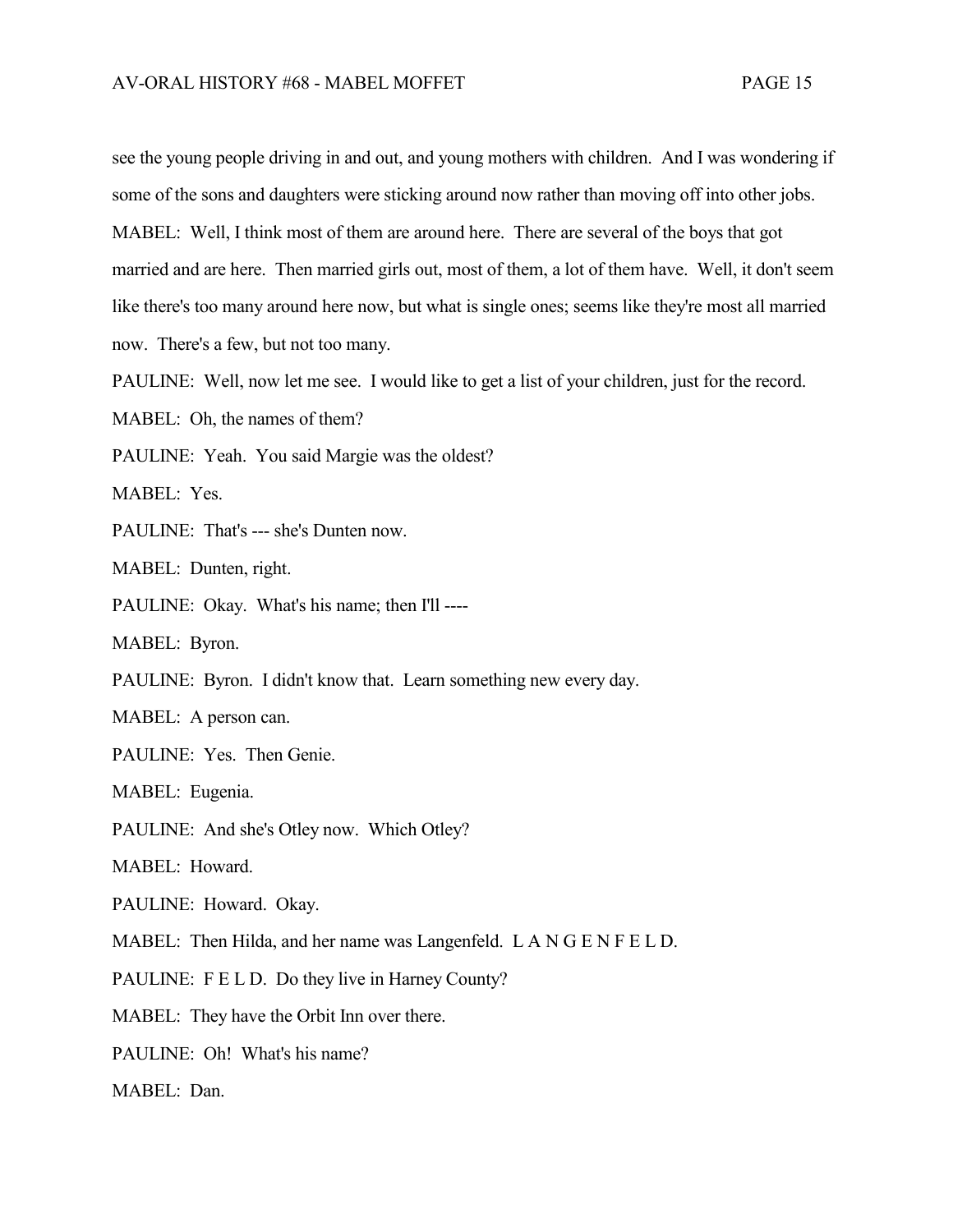see the young people driving in and out, and young mothers with children. And I was wondering if some of the sons and daughters were sticking around now rather than moving off into other jobs.

MABEL: Well, I think most of them are around here. There are several of the boys that got married and are here. Then married girls out, most of them, a lot of them have. Well, it don't seem like there's too many around here now, but what is single ones; seems like they're most all married now. There's a few, but not too many.

PAULINE: Well, now let me see. I would like to get a list of your children, just for the record.

MABEL: Oh, the names of them?

PAULINE: Yeah. You said Margie was the oldest?

MABEL: Yes.

PAULINE: That's --- she's Dunten now.

MABEL: Dunten, right.

PAULINE: Okay. What's his name; then I'll ----

MABEL: Byron.

PAULINE: Byron. I didn't know that. Learn something new every day.

MABEL: A person can.

PAULINE: Yes. Then Genie.

MABEL: Eugenia.

PAULINE: And she's Otley now. Which Otley?

MABEL: Howard.

PAULINE: Howard. Okay.

MABEL: Then Hilda, and her name was Langenfeld. L A N G E N F E L D.

PAULINE: F E L D. Do they live in Harney County?

MABEL: They have the Orbit Inn over there.

PAULINE: Oh! What's his name?

MABEL: Dan.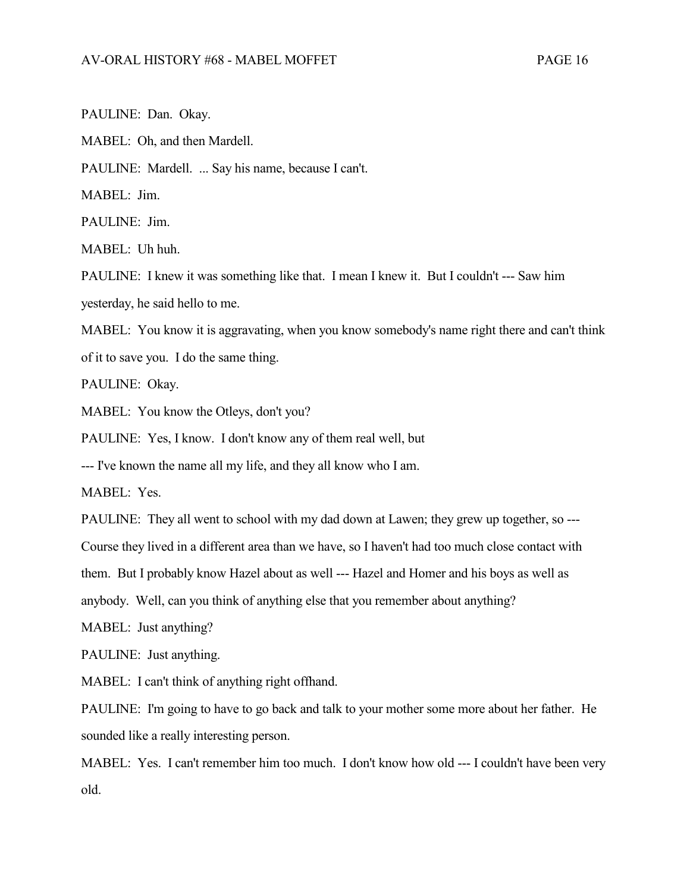PAULINE: Dan. Okay.

MABEL: Oh, and then Mardell.

PAULINE: Mardell. ... Say his name, because I can't.

MABEL: Jim.

PAULINE: Jim.

MABEL: Uh huh.

PAULINE: I knew it was something like that. I mean I knew it. But I couldn't --- Saw him yesterday, he said hello to me.

MABEL: You know it is aggravating, when you know somebody's name right there and can't think of it to save you. I do the same thing.

PAULINE: Okay.

MABEL: You know the Otleys, don't you?

PAULINE: Yes, I know. I don't know any of them real well, but --- I've known the name all my life, and they all know who I am.

MABEL: Yes.

PAULINE: They all went to school with my dad down at Lawen; they grew up together, so --- Course they lived in a different area than we have, so I haven't had too much close contact with them. But I probably know Hazel about as well --- Hazel and Homer and his boys as well as anybody. Well, can you think of anything else that you remember about anything?

MABEL: Just anything?

PAULINE: Just anything.

MABEL: I can't think of anything right offhand.

PAULINE: I'm going to have to go back and talk to your mother some more about her father. He sounded like a really interesting person.

MABEL: Yes. I can't remember him too much. I don't know how old --- I couldn't have been very old.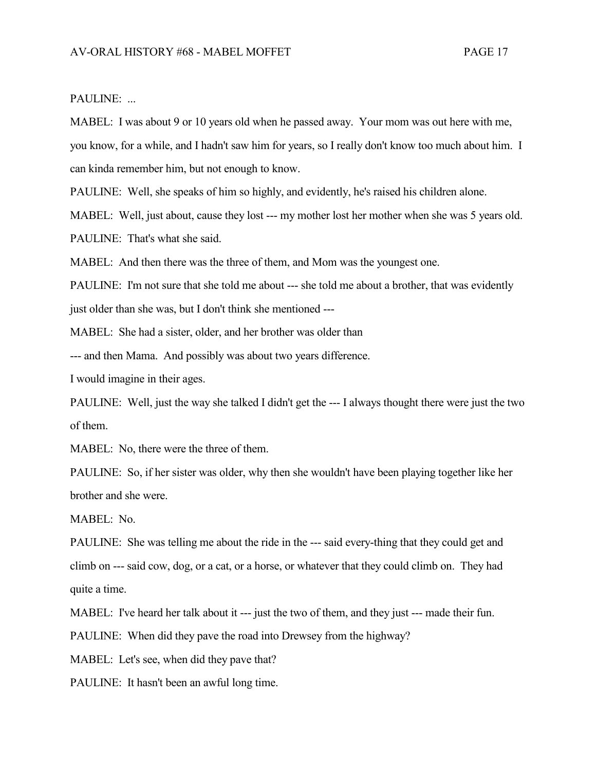PAULINE: ...

MABEL: I was about 9 or 10 years old when he passed away. Your mom was out here with me, you know, for a while, and I hadn't saw him for years, so I really don't know too much about him. I can kinda remember him, but not enough to know.

PAULINE: Well, she speaks of him so highly, and evidently, he's raised his children alone.

MABEL: Well, just about, cause they lost --- my mother lost her mother when she was 5 years old.

PAULINE: That's what she said.

MABEL: And then there was the three of them, and Mom was the youngest one.

PAULINE: I'm not sure that she told me about --- she told me about a brother, that was evidently just older than she was, but I don't think she mentioned ---

MABEL: She had a sister, older, and her brother was older than --- and then Mama. And possibly was about two years difference. I would imagine in their ages.

PAULINE: Well, just the way she talked I didn't get the --- I always thought there were just the two of them.

MABEL: No, there were the three of them.

PAULINE: So, if her sister was older, why then she wouldn't have been playing together like her brother and she were.

MABEL: No.

PAULINE: She was telling me about the ride in the --- said every-thing that they could get and climb on --- said cow, dog, or a cat, or a horse, or whatever that they could climb on. They had quite a time.

MABEL: I've heard her talk about it --- just the two of them, and they just --- made their fun.

PAULINE: When did they pave the road into Drewsey from the highway?

MABEL: Let's see, when did they pave that?

PAULINE: It hasn't been an awful long time.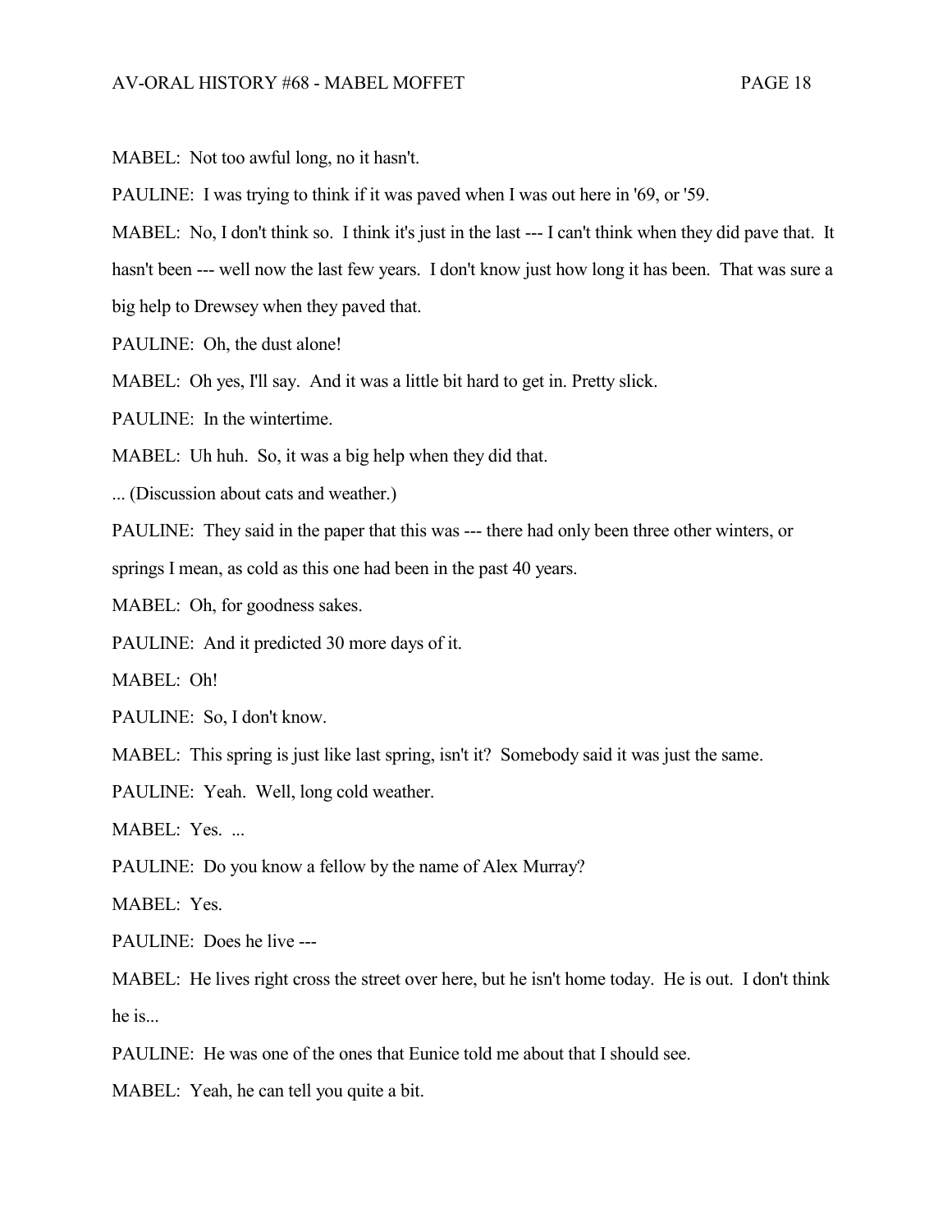MABEL: Not too awful long, no it hasn't.

PAULINE: I was trying to think if it was paved when I was out here in '69, or '59.

MABEL: No, I don't think so. I think it's just in the last --- I can't think when they did pave that. It hasn't been --- well now the last few years. I don't know just how long it has been. That was sure a big help to Drewsey when they paved that.

PAULINE: Oh, the dust alone!

MABEL: Oh yes, I'll say. And it was a little bit hard to get in. Pretty slick.

PAULINE: In the wintertime.

MABEL: Uh huh. So, it was a big help when they did that.

... (Discussion about cats and weather.)

PAULINE: They said in the paper that this was --- there had only been three other winters, or springs I mean, as cold as this one had been in the past 40 years.

MABEL: Oh, for goodness sakes.

PAULINE: And it predicted 30 more days of it.

MABEL: Oh!

PAULINE: So, I don't know.

MABEL: This spring is just like last spring, isn't it? Somebody said it was just the same.

PAULINE: Yeah. Well, long cold weather.

MABEL: Yes. ...

PAULINE: Do you know a fellow by the name of Alex Murray?

MABEL: Yes.

PAULINE: Does he live ---

MABEL: He lives right cross the street over here, but he isn't home today. He is out. I don't think he is...

PAULINE: He was one of the ones that Eunice told me about that I should see.

MABEL: Yeah, he can tell you quite a bit.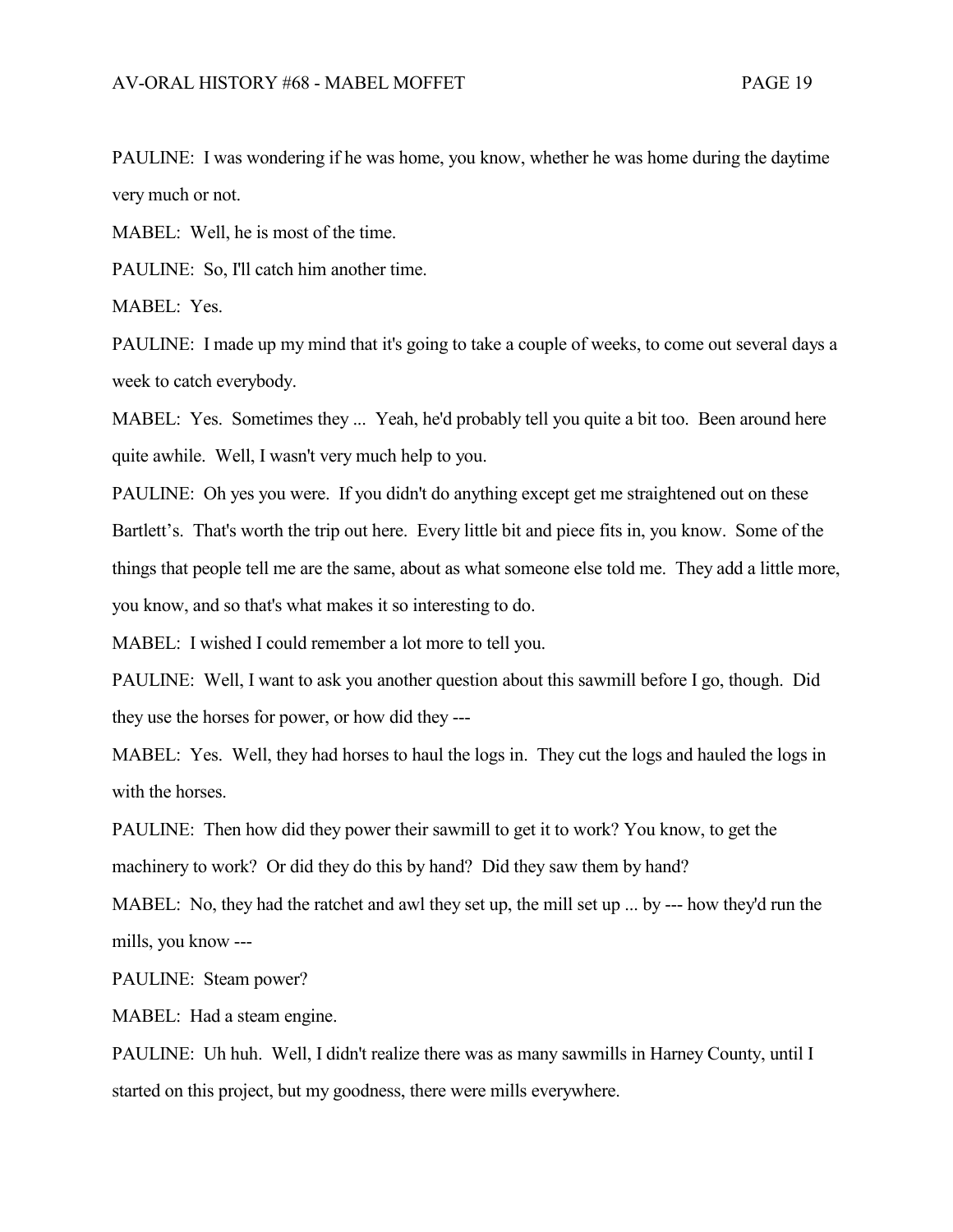PAULINE: I was wondering if he was home, you know, whether he was home during the daytime very much or not.

MABEL: Well, he is most of the time.

PAULINE: So, I'll catch him another time.

MABEL: Yes.

PAULINE: I made up my mind that it's going to take a couple of weeks, to come out several days a week to catch everybody.

MABEL: Yes. Sometimes they ... Yeah, he'd probably tell you quite a bit too. Been around here quite awhile. Well, I wasn't very much help to you.

PAULINE: Oh yes you were. If you didn't do anything except get me straightened out on these Bartlett's. That's worth the trip out here. Every little bit and piece fits in, you know. Some of the things that people tell me are the same, about as what someone else told me. They add a little more, you know, and so that's what makes it so interesting to do.

MABEL: I wished I could remember a lot more to tell you.

PAULINE: Well, I want to ask you another question about this sawmill before I go, though. Did they use the horses for power, or how did they ---

MABEL: Yes. Well, they had horses to haul the logs in. They cut the logs and hauled the logs in with the horses.

PAULINE: Then how did they power their sawmill to get it to work? You know, to get the machinery to work? Or did they do this by hand? Did they saw them by hand?

MABEL: No, they had the ratchet and awl they set up, the mill set up ... by --- how they'd run the mills, you know ---

PAULINE: Steam power?

MABEL: Had a steam engine.

PAULINE: Uh huh. Well, I didn't realize there was as many sawmills in Harney County, until I started on this project, but my goodness, there were mills everywhere.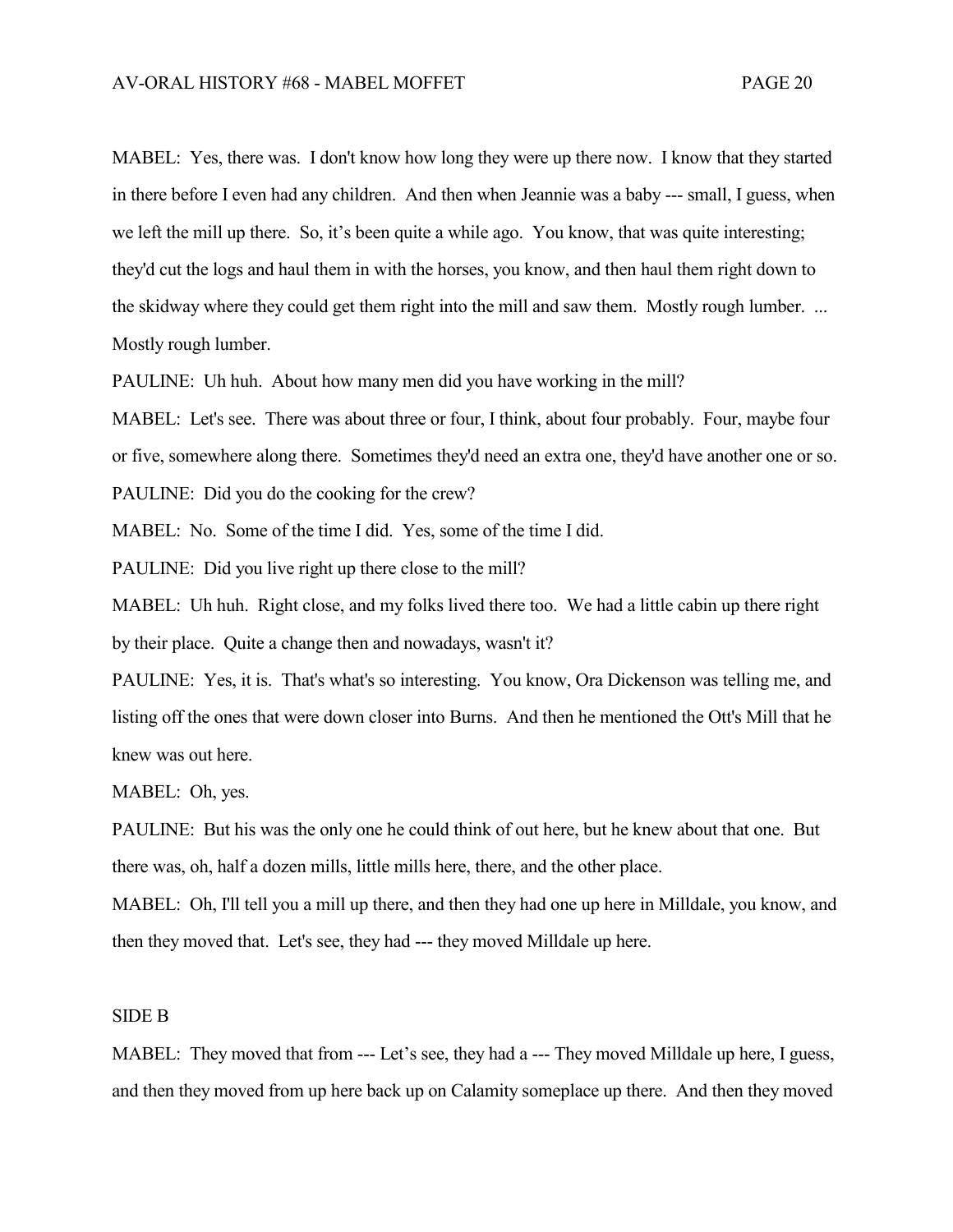MABEL: Yes, there was. I don't know how long they were up there now. I know that they started in there before I even had any children. And then when Jeannie was a baby --- small, I guess, when we left the mill up there. So, it's been quite a while ago. You know, that was quite interesting; they'd cut the logs and haul them in with the horses, you know, and then haul them right down to the skidway where they could get them right into the mill and saw them. Mostly rough lumber. ... Mostly rough lumber.

PAULINE: Uh huh. About how many men did you have working in the mill?

MABEL: Let's see. There was about three or four, I think, about four probably. Four, maybe four or five, somewhere along there. Sometimes they'd need an extra one, they'd have another one or so.

PAULINE: Did you do the cooking for the crew?

MABEL: No. Some of the time I did. Yes, some of the time I did.

PAULINE: Did you live right up there close to the mill?

MABEL: Uh huh. Right close, and my folks lived there too. We had a little cabin up there right by their place. Quite a change then and nowadays, wasn't it?

PAULINE: Yes, it is. That's what's so interesting. You know, Ora Dickenson was telling me, and listing off the ones that were down closer into Burns. And then he mentioned the Ott's Mill that he knew was out here.

MABEL: Oh, yes.

PAULINE: But his was the only one he could think of out here, but he knew about that one. But there was, oh, half a dozen mills, little mills here, there, and the other place.

MABEL: Oh, I'll tell you a mill up there, and then they had one up here in Milldale, you know, and then they moved that. Let's see, they had --- they moved Milldale up here.

SIDE B

MABEL: They moved that from --- Let's see, they had a --- They moved Milldale up here, I guess, and then they moved from up here back up on Calamity someplace up there. And then they moved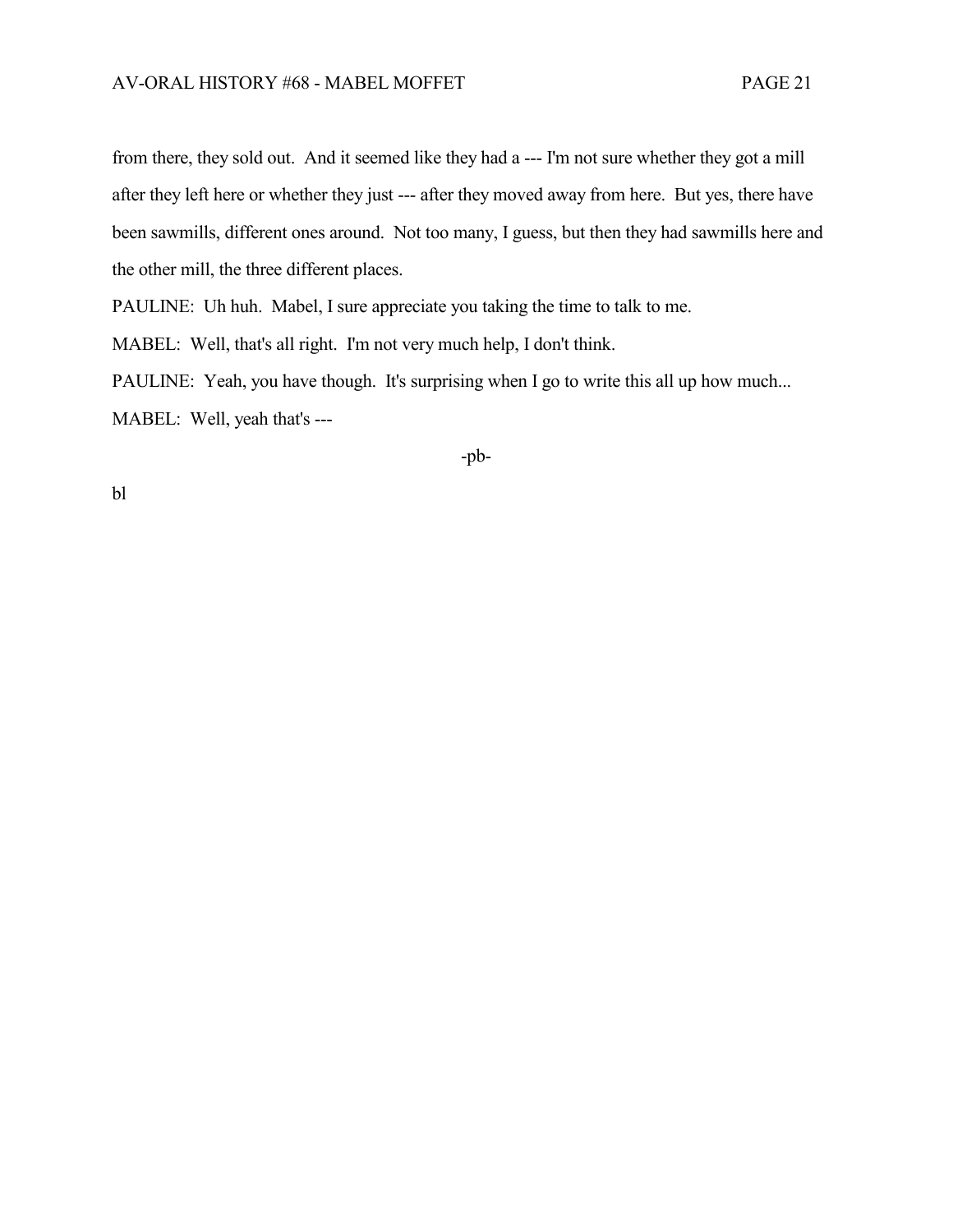from there, they sold out. And it seemed like they had a --- I'm not sure whether they got a mill after they left here or whether they just --- after they moved away from here. But yes, there have been sawmills, different ones around. Not too many, I guess, but then they had sawmills here and the other mill, the three different places.

PAULINE: Uh huh. Mabel, I sure appreciate you taking the time to talk to me.

MABEL: Well, that's all right. I'm not very much help, I don't think.

PAULINE: Yeah, you have though. It's surprising when I go to write this all up how much...

MABEL: Well, yeah that's ---

-pb-

bl